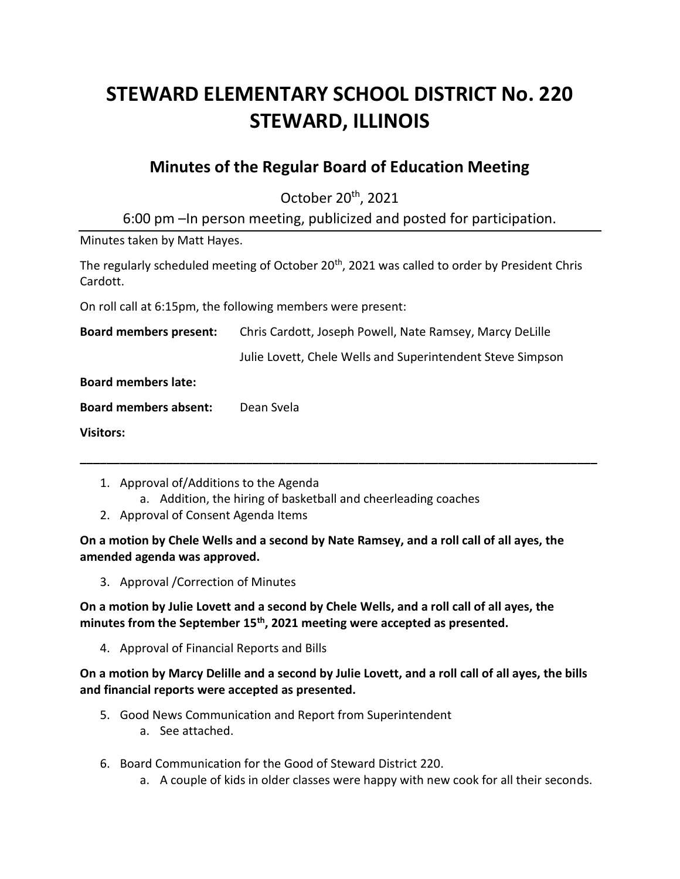# STEWARD ELEMENTARY SCHOOL DISTRICT No. 220
# STEWARD, ILLINOIS

## Minutes of the Regular Board of Education Meeting

October 20th, 2021

6:00 pm –In person meeting, publicized and posted for participation.

---

Minutes taken by Matt Hayes.

The regularly scheduled meeting of October 20th, 2021 was called to order by President Chris Cardott.

On roll call at 6:15pm, the following members were present:

**Board members present:** Chris Cardott, Joseph Powell, Nate Ramsey, Marcy DeLille
Julie Lovett, Chele Wells and Superintendent Steve Simpson

**Board members late:**

**Board members absent:** Dean Svela

**Visitors:**

---

1. Approval of/Additions to the Agenda
   a. Addition, the hiring of basketball and cheerleading coaches
2. Approval of Consent Agenda Items

**On a motion by Chele Wells and a second by Nate Ramsey, and a roll call of all ayes, the amended agenda was approved.**

3. Approval /Correction of Minutes

**On a motion by Julie Lovett and a second by Chele Wells, and a roll call of all ayes, the minutes from the September 15th, 2021 meeting were accepted as presented.**

4. Approval of Financial Reports and Bills

**On a motion by Marcy Delille and a second by Julie Lovett, and a roll call of all ayes, the bills and financial reports were accepted as presented.**

5. Good News Communication and Report from Superintendent
   a. See attached.

6. Board Communication for the Good of Steward District 220.
   a. A couple of kids in older classes were happy with new cook for all their seconds.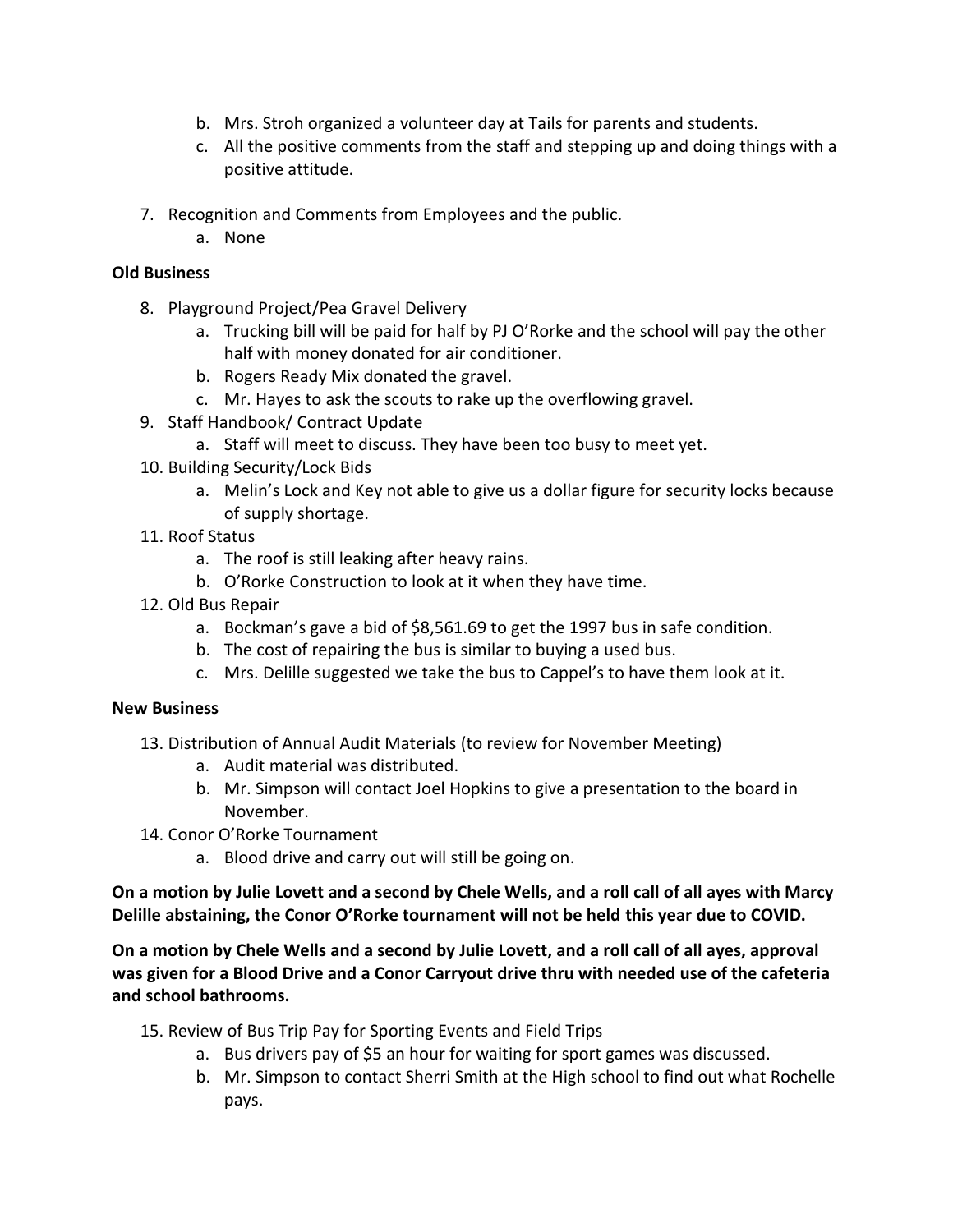b. Mrs. Stroh organized a volunteer day at Tails for parents and students.
   c. All the positive comments from the staff and stepping up and doing things with a positive attitude.

7. Recognition and Comments from Employees and the public.
   a. None

**Old Business**

8. Playground Project/Pea Gravel Delivery
   a. Trucking bill will be paid for half by PJ O'Rorke and the school will pay the other half with money donated for air conditioner.
   b. Rogers Ready Mix donated the gravel.
   c. Mr. Hayes to ask the scouts to rake up the overflowing gravel.
9. Staff Handbook/ Contract Update
   a. Staff will meet to discuss. They have been too busy to meet yet.
10. Building Security/Lock Bids
    a. Melin's Lock and Key not able to give us a dollar figure for security locks because of supply shortage.
11. Roof Status
    a. The roof is still leaking after heavy rains.
    b. O'Rorke Construction to look at it when they have time.
12. Old Bus Repair
    a. Bockman's gave a bid of $8,561.69 to get the 1997 bus in safe condition.
    b. The cost of repairing the bus is similar to buying a used bus.
    c. Mrs. Delille suggested we take the bus to Cappel's to have them look at it.

**New Business**

13. Distribution of Annual Audit Materials (to review for November Meeting)
    a. Audit material was distributed.
    b. Mr. Simpson will contact Joel Hopkins to give a presentation to the board in November.
14. Conor O'Rorke Tournament
    a. Blood drive and carry out will still be going on.

**On a motion by Julie Lovett and a second by Chele Wells, and a roll call of all ayes with Marcy Delille abstaining, the Conor O'Rorke tournament will not be held this year due to COVID.**

**On a motion by Chele Wells and a second by Julie Lovett, and a roll call of all ayes, approval was given for a Blood Drive and a Conor Carryout drive thru with needed use of the cafeteria and school bathrooms.**

15. Review of Bus Trip Pay for Sporting Events and Field Trips
    a. Bus drivers pay of $5 an hour for waiting for sport games was discussed.
    b. Mr. Simpson to contact Sherri Smith at the High school to find out what Rochelle pays.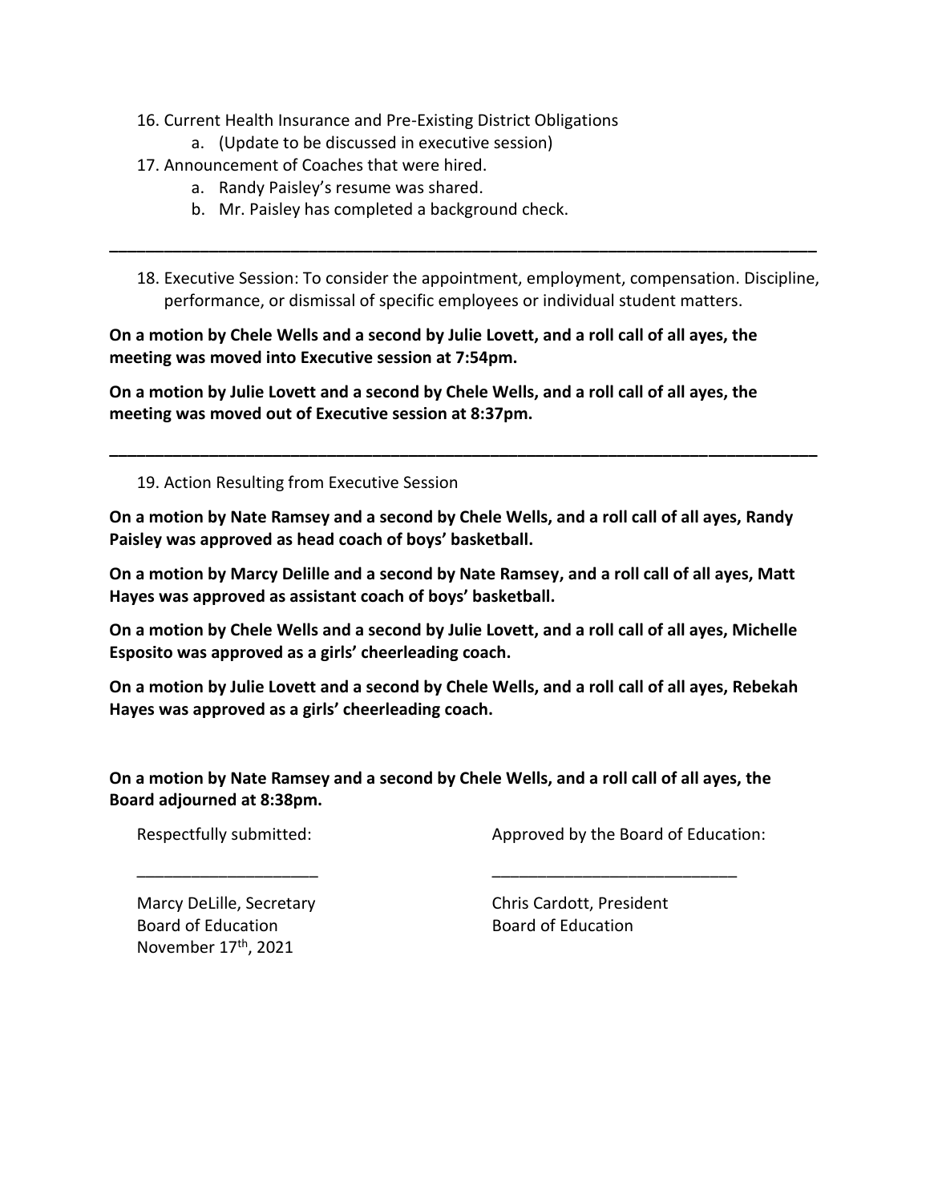16. Current Health Insurance and Pre-Existing District Obligations
    a. (Update to be discussed in executive session)
17. Announcement of Coaches that were hired.
    a. Randy Paisley's resume was shared.
    b. Mr. Paisley has completed a background check.

---

18. Executive Session: To consider the appointment, employment, compensation. Discipline, performance, or dismissal of specific employees or individual student matters.

**On a motion by Chele Wells and a second by Julie Lovett, and a roll call of all ayes, the meeting was moved into Executive session at 7:54pm.**

**On a motion by Julie Lovett and a second by Chele Wells, and a roll call of all ayes, the meeting was moved out of Executive session at 8:37pm.**

---

19. Action Resulting from Executive Session

**On a motion by Nate Ramsey and a second by Chele Wells, and a roll call of all ayes, Randy Paisley was approved as head coach of boys' basketball.**

**On a motion by Marcy Delille and a second by Nate Ramsey, and a roll call of all ayes, Matt Hayes was approved as assistant coach of boys' basketball.**

**On a motion by Chele Wells and a second by Julie Lovett, and a roll call of all ayes, Michelle Esposito was approved as a girls' cheerleading coach.**

**On a motion by Julie Lovett and a second by Chele Wells, and a roll call of all ayes, Rebekah Hayes was approved as a girls' cheerleading coach.**

**On a motion by Nate Ramsey and a second by Chele Wells, and a roll call of all ayes, the Board adjourned at 8:38pm.**

Respectfully submitted:

____________________

Marcy DeLille, Secretary
Board of Education
November 17th, 2021

Approved by the Board of Education:

___________________________

Chris Cardott, President
Board of Education